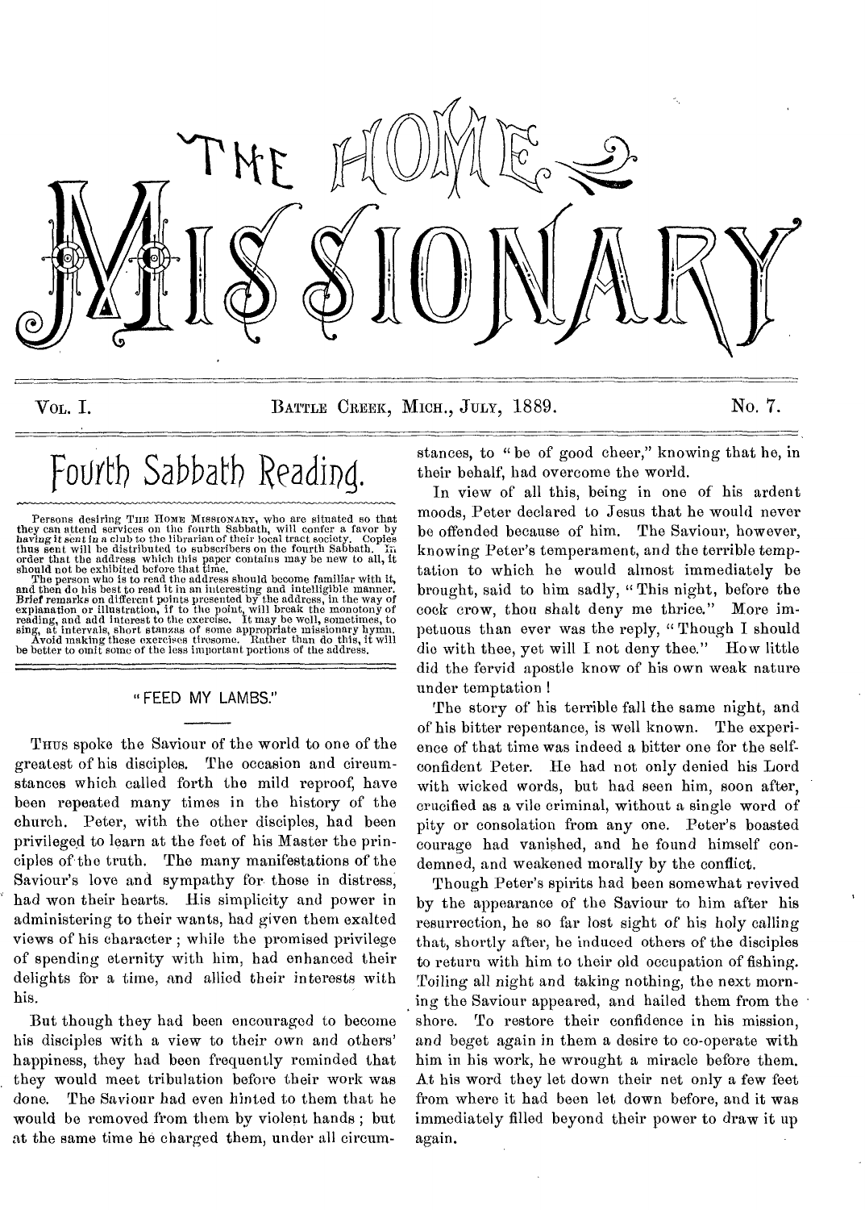# THE HOME MISSIONARY

VOL. I. BATTLE CREEK, MICH., JULY, 1889. No. 7.

## Fourth Sabbath Reading.

Persons desiring THE HOME MISSIONARY, who are situated so that they can attend services on the fourth Sabbath, will confer a favor by having it sent in a club to the librarian of their local tract society. Copies thus sent will be distributed to subscribers on the fourth Sabbath. In order that the address which this paper contains may be new to all, it should not be exhibited before that time.

The person who is to read the address should become familiar with it, and then do his best to read it in an interesting and intelligible manner. Brief remarks on different points presented by the address, in the way of explanation or illustration, if to the point, will break the monotony of reading, and add interest to the exercise. It may be well, sometimes, to sing, at intervals, short stanzas of some appropriate missionary hymn. Avoid making these exercises tiresome. Rather than do this, it will be better to omit some of the less important portions of the address.

### "FEED MY LAMBS."

THUS spoke the Saviour of the world to one of the greatest of his disciples. The occasion and circumstances which called forth the mild reproof, have been repeated many times in the history of the church. Peter, with the other disciples, had been privileged to learn at the feet of his Master the principles of the truth. The many manifestations of the Saviour's love and sympathy for those in distress, had won their hearts. His simplicity and power in administering to their wants, had given them exalted views of his character; while the promised privilege of spending eternity with him, had enhanced their delights for a time, and allied their interests with his.

But though they had been encouraged to become his disciples with a view to their own and others' happiness, they had been frequently reminded that they would meet tribulation before their work was done. The Saviour had even hinted to them that he would be removed from them by violent hands; but at the same time he charged them, under all circumstances, to "be of good cheer," knowing that he, in their behalf, had overcome the world.

In view of all this, being in one of his ardent moods, Peter declared to Jesus that he would never be offended because of him. The Saviour, however, knowing Peter's temperament, and the terrible temptation to which he would almost immediately be brought, said to him sadly, "This night, before the cock crow, thou shalt deny me thrice." More impetuous than ever was the reply, "Though I should die with thee, yet will I not deny thee." How little did the fervid apostle know of his own weak nature under temptation!

The story of his terrible fall the same night, and of his bitter repentance, is well known. The experience of that time was indeed a bitter one for the self-confident Peter. He had not only denied his Lord with wicked words, but had seen him, soon after, crucified as a vile criminal, without a single word of pity or consolation from any one. Peter's boasted courage had vanished, and he found himself condemned, and weakened morally by the conflict.

Though Peter's spirits had been somewhat revived by the appearance of the Saviour to him after his resurrection, he so far lost sight of his holy calling that, shortly after, he induced others of the disciples to return with him to their old occupation of fishing. Toiling all night and taking nothing, the next morning the Saviour appeared, and hailed them from the shore. To restore their confidence in his mission, and beget again in them a desire to co-operate with him in his work, he wrought a miracle before them. At his word they let down their net only a few feet from where it had been let down before, and it was immediately filled beyond their power to draw it up again.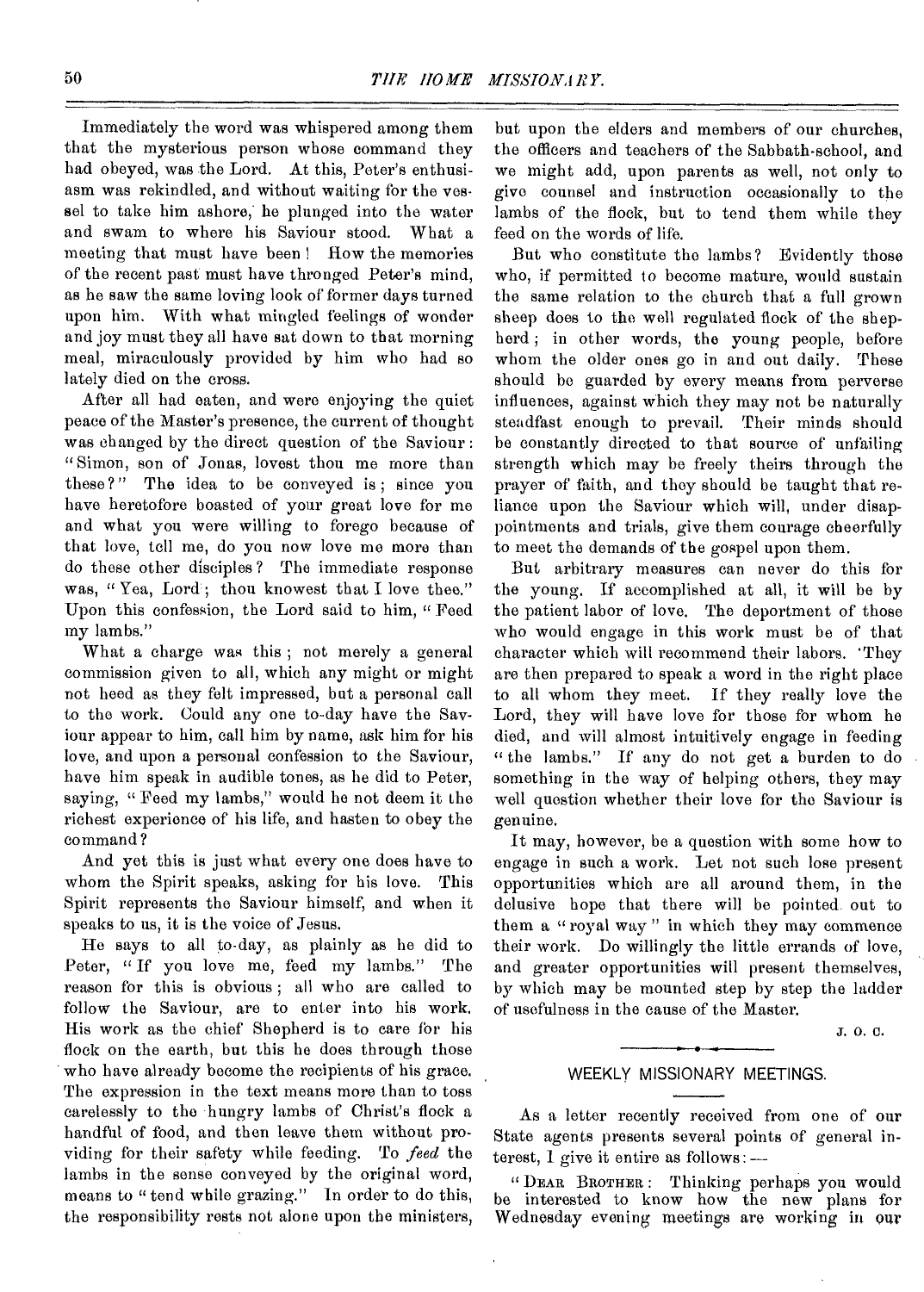Immediately the word was whispered among them that the mysterious person whose command they had obeyed, was the Lord. At this, Peter's enthusiasm was rekindled, and without waiting for the vessel to take him ashore, he plunged into the water and swam to where his Saviour stood. What a meeting that must have been! How the memories of the recent past must have thronged Peter's mind, as he saw the same loving look of former days turned upon him. With what mingled feelings of wonder and joy must they all have sat down to that morning meal, miraculously provided by him who had so lately died on the cross.

After all had eaten, and were enjoying the quiet peace of the Master's presence, the current of thought was changed by the direct question of the Saviour: "Simon, son of Jonas, lovest thou me more than these?" The idea to be conveyed is; since you have heretofore boasted of your great love for me and what you were willing to forego because of that love, tell me, do you now love me more than do these other disciples? The immediate response was, "Yea, Lord; thou knowest that I love thee." Upon this confession, the Lord said to him, "Feed my lambs."

What a charge was this; not merely a general commission given to all, which any might or might not heed as they felt impressed, but a personal call to the work. Could any one to-day have the Saviour appear to him, call him by name, ask him for his love, and upon a personal confession to the Saviour, have him speak in audible tones, as he did to Peter, saying, "Feed my lambs," would he not deem it the richest experience of his life, and hasten to obey the command?

And yet this is just what every one does have to whom the Spirit speaks, asking for his love. This Spirit represents the Saviour himself, and when it speaks to us, it is the voice of Jesus.

He says to all to-day, as plainly as he did to Peter, "If you love me, feed my lambs." The reason for this is obvious; all who are called to follow the Saviour, are to enter into his work. His work as the chief Shepherd is to care for his flock on the earth, but this he does through those who have already become the recipients of his grace. The expression in the text means more than to toss carelessly to the hungry lambs of Christ's flock a handful of food, and then leave them without providing for their safety while feeding. To *feed* the lambs in the sense conveyed by the original word, means to "tend while grazing." In order to do this, the responsibility rests not alone upon the ministers, but upon the elders and members of our churches, the officers and teachers of the Sabbath-school, and we might add, upon parents as well, not only to give counsel and instruction occasionally to the lambs of the flock, but to tend them while they feed on the words of life.

But who constitute the lambs? Evidently those who, if permitted to become mature, would sustain the same relation to the church that a full grown sheep does to the well regulated flock of the shepherd; in other words, the young people, before whom the older ones go in and out daily. These should be guarded by every means from perverse influences, against which they may not be naturally steadfast enough to prevail. Their minds should be constantly directed to that source of unfailing strength which may be freely theirs through the prayer of faith, and they should be taught that reliance upon the Saviour which will, under disappointments and trials, give them courage cheerfully to meet the demands of the gospel upon them.

But arbitrary measures can never do this for the young. If accomplished at all, it will be by the patient labor of love. The deportment of those who would engage in this work must be of that character which will recommend their labors. They are then prepared to speak a word in the right place to all whom they meet. If they really love the Lord, they will have love for those for whom he died, and will almost intuitively engage in feeding "the lambs." If any do not get a burden to do something in the way of helping others, they may well question whether their love for the Saviour is genuine.

It may, however, be a question with some how to engage in such a work. Let not such lose present opportunities which are all around them, in the delusive hope that there will be pointed out to them a "royal way" in which they may commence their work. Do willingly the little errands of love, and greater opportunities will present themselves, by which may be mounted step by step the ladder of usefulness in the cause of the Master.

J. O. C.

## WEEKLY MISSIONARY MEETINGS.

As a letter recently received from one of our State agents presents several points of general interest, I give it entire as follows:—

"DEAR BROTHER: Thinking perhaps you would be interested to know how the new plans for Wednesday evening meetings are working in our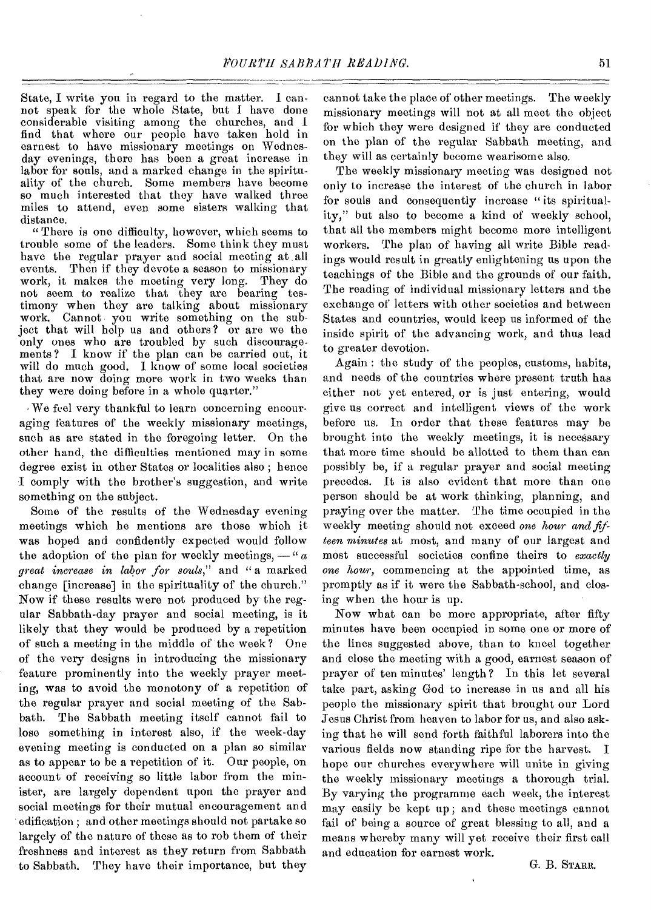State, I write you in regard to the matter. I cannot speak for the whole State, but I have done considerable visiting among the churches, and I find that where our people have taken hold in earnest to have missionary meetings on Wednesday evenings, there has been a great increase in labor for souls, and a marked change in the spirituality of the church. Some members have become so much interested that they have walked three miles to attend, even some sisters walking that distance.

"There is one difficulty, however, which seems to trouble some of the leaders. Some think they must have the regular prayer and social meeting at all events. Then if they devote a season to missionary work, it makes the meeting very long. They do not seem to realize that they are bearing testimony when they are talking about missionary work. Cannot you write something on the subject that will help us and others? or are we the only ones who are troubled by such discouragements? I know if the plan can be carried out, it will do much good. I know of some local societies that are now doing more work in two weeks than they were doing before in a whole quarter."

We feel very thankful to learn concerning encouraging features of the weekly missionary meetings, such as are stated in the foregoing letter. On the other hand, the difficulties mentioned may in some degree exist in other States or localities also; hence I comply with the brother's suggestion, and write something on the subject.

Some of the results of the Wednesday evening meetings which he mentions are those which it was hoped and confidently expected would follow the adoption of the plan for weekly meetings, — "*a great increase in labor for souls*," and "a marked change [increase] in the spirituality of the church." Now if these results were not produced by the regular Sabbath-day prayer and social meeting, is it likely that they would be produced by a repetition of such a meeting in the middle of the week? One of the very designs in introducing the missionary feature prominently into the weekly prayer meeting, was to avoid the monotony of a repetition of the regular prayer and social meeting of the Sabbath. The Sabbath meeting itself cannot fail to lose something in interest also, if the week-day evening meeting is conducted on a plan so similar as to appear to be a repetition of it. Our people, on account of receiving so little labor from the minister, are largely dependent upon the prayer and social meetings for their mutual encouragement and edification; and other meetings should not partake so largely of the nature of these as to rob them of their freshness and interest as they return from Sabbath to Sabbath. They have their importance, but they cannot take the place of other meetings. The weekly missionary meetings will not at all meet the object for which they were designed if they are conducted on the plan of the regular Sabbath meeting, and they will as certainly become wearisome also.

The weekly missionary meeting was designed not only to increase the interest of the church in labor for souls and consequently increase "its spirituality," but also to become a kind of weekly school, that all the members might become more intelligent workers. The plan of having all write Bible readings would result in greatly enlightening us upon the teachings of the Bible and the grounds of our faith. The reading of individual missionary letters and the exchange of letters with other societies and between States and countries, would keep us informed of the inside spirit of the advancing work, and thus lead to greater devotion.

Again: the study of the peoples, customs, habits, and needs of the countries where present truth has either not yet entered, or is just entering, would give us correct and intelligent views of the work before us. In order that these features may be brought into the weekly meetings, it is necessary that more time should be allotted to them than can possibly be, if a regular prayer and social meeting precedes. It is also evident that more than one person should be at work thinking, planning, and praying over the matter. The time occupied in the weekly meeting should not exceed *one hour and fifteen minutes* at most, and many of our largest and most successful societies confine theirs to *exactly one hour*, commencing at the appointed time, as promptly as if it were the Sabbath-school, and closing when the hour is up.

Now what can be more appropriate, after fifty minutes have been occupied in some one or more of the lines suggested above, than to kneel together and close the meeting with a good, earnest season of prayer of ten minutes' length? In this let several take part, asking God to increase in us and all his people the missionary spirit that brought our Lord Jesus Christ from heaven to labor for us, and also asking that he will send forth faithful laborers into the various fields now standing ripe for the harvest. I hope our churches everywhere will unite in giving the weekly missionary meetings a thorough trial. By varying the programme each week, the interest may easily be kept up; and these meetings cannot fail of being a source of great blessing to all, and a means whereby many will yet receive their first call and education for earnest work.

G. B. STARR.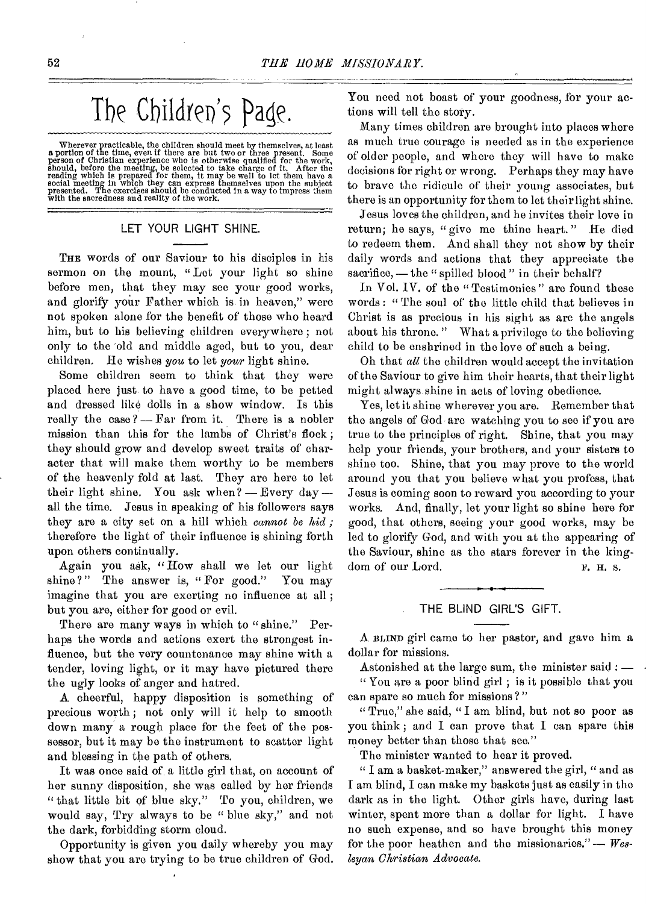# The Children's Page.

Wherever practicable, the children should meet by themselves, at least a portion of the time, even if there are but two or three present. Some person of Christian experience who is otherwise qualified for the work, should, before the meeting, be selected to take charge of it. After the reading which is prepared for them, it may be well to let them have a social meeting in which they can express themselves upon the subject presented. The exercises should be conducted in a way to impress them with the sacredness and reality of the work.

## LET YOUR LIGHT SHINE.

THE words of our Saviour to his disciples in his sermon on the mount, "Let your light so shine before men, that they may see your good works, and glorify your Father which is in heaven," were not spoken alone for the benefit of those who heard him, but to his believing children everywhere; not only to the old and middle aged, but to you, dear children. He wishes *you* to let *your* light shine.

Some children seem to think that they were placed here just to have a good time, to be petted and dressed like dolls in a show window. Is this really the case? — Far from it. There is a nobler mission than this for the lambs of Christ's flock; they should grow and develop sweet traits of character that will make them worthy to be members of the heavenly fold at last. They are here to let their light shine. You ask when? — Every day — all the time. Jesus in speaking of his followers says they are a city set on a hill which *cannot be hid;* therefore the light of their influence is shining forth upon others continually.

Again you ask, "How shall we let our light shine?" The answer is, "For good." You may imagine that you are exerting no influence at all; but you are, either for good or evil.

There are many ways in which to "shine." Perhaps the words and actions exert the strongest influence, but the very countenance may shine with a tender, loving light, or it may have pictured there the ugly looks of anger and hatred.

A cheerful, happy disposition is something of precious worth; not only will it help to smooth down many a rough place for the feet of the possessor, but it may be the instrument to scatter light and blessing in the path of others.

It was once said of a little girl that, on account of her sunny disposition, she was called by her friends "that little bit of blue sky." To you, children, we would say, Try always to be "blue sky," and not the dark, forbidding storm cloud.

Opportunity is given you daily whereby you may show that you are trying to be true children of God. You need not boast of your goodness, for your actions will tell the story.

Many times children are brought into places where as much true courage is needed as in the experience of older people, and where they will have to make decisions for right or wrong. Perhaps they may have to brave the ridicule of their young associates, but there is an opportunity for them to let their light shine.

Jesus loves the children, and he invites their love in return; he says, "give me thine heart." He died to redeem them. And shall they not show by their daily words and actions that they appreciate the sacrifice, — the "spilled blood" in their behalf?

In Vol. IV. of the "Testimonies" are found these words: "The soul of the little child that believes in Christ is as precious in his sight as are the angels about his throne." What a privilege to the believing child to be enshrined in the love of such a being.

Oh that *all* the children would accept the invitation of the Saviour to give him their hearts, that their light might always shine in acts of loving obedience.

Yes, let it shine wherever you are. Remember that the angels of God are watching you to see if you are true to the principles of right. Shine, that you may help your friends, your brothers, and your sisters to shine too. Shine, that you may prove to the world around you that you believe what you profess, that Jesus is coming soon to reward you according to your works. And, finally, let your light so shine here for good, that others, seeing your good works, may be led to glorify God, and with you at the appearing of the Saviour, shine as the stars forever in the kingdom of our Lord.

F. H. S.

## THE BLIND GIRL'S GIFT.

A BLIND girl came to her pastor, and gave him a dollar for missions.

Astonished at the large sum, the minister said: —

"You are a poor blind girl; is it possible that you can spare so much for missions?"

"True," she said, "I am blind, but not so poor as you think; and I can prove that I can spare this money better than those that see."

The minister wanted to hear it proved.

"I am a basket-maker," answered the girl, "and as I am blind, I can make my baskets just as easily in the dark as in the light. Other girls have, during last winter, spent more than a dollar for light. I have no such expense, and so have brought this money for the poor heathen and the missionaries." — *Wesleyan Christian Advocate.*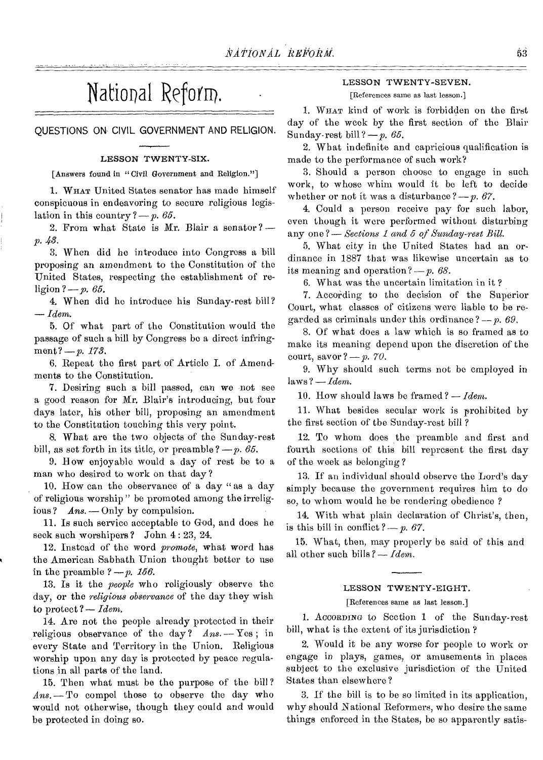# National Reform.

## QUESTIONS ON CIVIL GOVERNMENT AND RELIGION.

### LESSON TWENTY-SIX.

[Answers found in "Civil Government and Religion."]

1. WHAT United States senator has made himself conspicuous in endeavoring to secure religious legislation in this country? — *p. 65.*

2. From what State is Mr. Blair a senator? — *p. 43.*

3. When did he introduce into Congress a bill proposing an amendment to the Constitution of the United States, respecting the establishment of religion? — *p. 65.*

4. When did he introduce his Sunday-rest bill? — *Idem.*

5. Of what part of the Constitution would the passage of such a bill by Congress be a direct infringment? — *p. 173.*

6. Repeat the first part of Article I. of Amendments to the Constitution.

7. Desiring such a bill passed, can we not see a good reason for Mr. Blair's introducing, but four days later, his other bill, proposing an amendment to the Constitution touching this very point.

8. What are the two objects of the Sunday-rest bill, as set forth in its title, or preamble? — *p. 65.*

9. How enjoyable would a day of rest be to a man who desired to work on that day?

10. How can the observance of a day "as a day of religious worship" be promoted among the irreligious? *Ans.* — Only by compulsion.

11. Is such service acceptable to God, and does he seek such worshipers? John 4 : 23, 24.

12. Instead of the word *promote*, what word has the American Sabbath Union thought better to use in the preamble? — *p. 156.*

13. Is it the *people* who religiously observe the day, or the *religious observance* of the day they wish to protect? — *Idem.*

14. Are not the people already protected in their religious observance of the day? *Ans.* — Yes; in every State and Territory in the Union. Religious worship upon any day is protected by peace regulations in all parts of the land.

15. Then what must be the purpose of the bill? *Ans.* — To compel those to observe the day who would not otherwise, though they could and would be protected in doing so.

### LESSON TWENTY-SEVEN.

[References same as last lesson.]

1. WHAT kind of work is forbidden on the first day of the week by the first section of the Blair Sunday-rest bill? — *p. 65.*

2. What indefinite and capricious qualification is made to the performance of such work?

3. Should a person choose to engage in such work, to whose whim would it be left to decide whether or not it was a disturbance? — *p. 67.*

4. Could a person receive pay for such labor, even though it were performed without disturbing any one? — *Sections 1 and 5 of Sunday-rest Bill.*

5. What city in the United States had an ordinance in 1887 that was likewise uncertain as to its meaning and operation? — *p. 68.*

6. What was the uncertain limitation in it?

7. According to the decision of the Superior Court, what classes of citizens were liable to be regarded as criminals under this ordinance? — *p. 69.*

8. Of what does a law which is so framed as to make its meaning depend upon the discretion of the court, savor? — *p. 70.*

9. Why should such terms not be employed in laws? — *Idem.*

10. How should laws be framed? — *Idem.*

11. What besides secular work is prohibited by the first section of the Sunday-rest bill?

12. To whom does the preamble and first and fourth sections of this bill represent the first day of the week as belonging?

13. If an individual should observe the Lord's day simply because the government requires him to do so, to whom would he be rendering obedience?

14. With what plain declaration of Christ's, then, is this bill in conflict? — *p. 67.*

15. What, then, may properly be said of this and all other such bills? — *Idem.*

### LESSON TWENTY-EIGHT.

[References same as last lesson.]

1. ACCORDING to Section 1 of the Sunday-rest bill, what is the extent of its jurisdiction?

2. Would it be any worse for people to work or engage in plays, games, or amusements in places subject to the exclusive jurisdiction of the United States than elsewhere?

3. If the bill is to be so limited in its application, why should National Reformers, who desire the same things enforced in the States, be so apparently satis-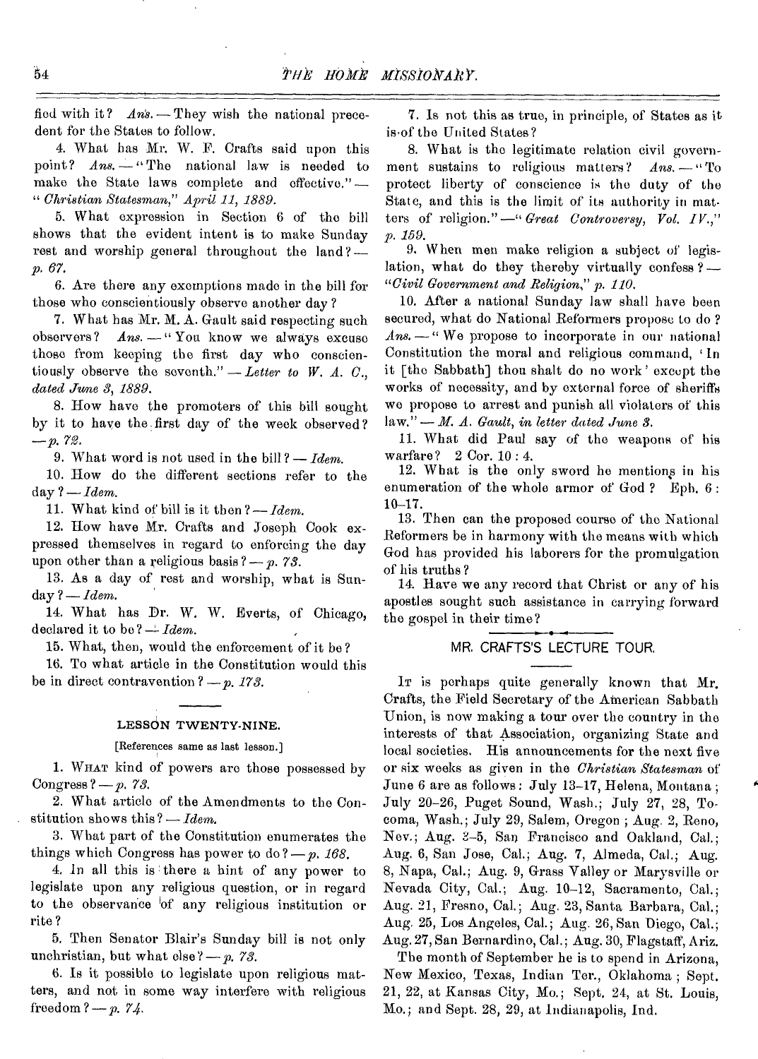fied with it? *Ans.* — They wish the national precedent for the States to follow.

4. What has Mr. W. F. Crafts said upon this point? *Ans.* — "The national law is needed to make the State laws complete and effective." — "*Christian Statesman," April 11, 1889.*

5. What expression in Section 6 of the bill shows that the evident intent is to make Sunday rest and worship general throughout the land? — *p. 67.*

6. Are there any exemptions made in the bill for those who conscientiously observe another day?

7. What has Mr. M. A. Gault said respecting such observers? *Ans.* — "You know we always excuse those from keeping the first day who conscientiously observe the seventh." — *Letter to W. A. C., dated June 3, 1889.*

8. How have the promoters of this bill sought by it to have the first day of the week observed? — *p. 72.*

9. What word is not used in the bill? — *Idem.*

10. How do the different sections refer to the day? — *Idem.*

11. What kind of bill is it then? — *Idem.*

12. How have Mr. Crafts and Joseph Cook expressed themselves in regard to enforcing the day upon other than a religious basis? — *p. 73.*

13. As a day of rest and worship, what is Sunday? — *Idem.*

14. What has Dr. W. W. Everts, of Chicago, declared it to be? — *Idem.*

15. What, then, would the enforcement of it be?

16. To what article in the Constitution would this be in direct contravention? — *p. 173.*

### LESSON TWENTY-NINE.

[References same as last lesson.]

1. What kind of powers are those possessed by Congress? — *p. 73.*

2. What article of the Amendments to the Constitution shows this? — *Idem.*

3. What part of the Constitution enumerates the things which Congress has power to do? — *p. 168.*

4. In all this is there a hint of any power to legislate upon any religious question, or in regard to the observance of any religious institution or rite?

5. Then Senator Blair's Sunday bill is not only unchristian, but what else? — *p. 73.*

6. Is it possible to legislate upon religious matters, and not in some way interfere with religious freedom? — *p. 74.*

7. Is not this as true, in principle, of States as it is of the United States?

8. What is the legitimate relation civil government sustains to religious matters? *Ans.* — "To protect liberty of conscience is the duty of the State, and this is the limit of its authority in matters of religion." — "*Great Controversy, Vol. IV.," p. 159.*

9. When men make religion a subject of legislation, what do they thereby virtually confess? — "*Civil Government and Religion," p. 110.*

10. After a national Sunday law shall have been secured, what do National Reformers propose to do? *Ans.* — "We propose to incorporate in our national Constitution the moral and religious command, 'In it [the Sabbath] thou shalt do no work' except the works of necessity, and by external force of sheriffs we propose to arrest and punish all violaters of this law." — *M. A. Gault, in letter dated June 3.*

11. What did Paul say of the weapons of his warfare? 2 Cor. 10 : 4.

12. What is the only sword he mentions in his enumeration of the whole armor of God? Eph. 6 : 10–17.

13. Then can the proposed course of the National Reformers be in harmony with the means with which God has provided his laborers for the promulgation of his truths?

14. Have we any record that Christ or any of his apostles sought such assistance in carrying forward the gospel in their time?

## MR. CRAFTS'S LECTURE TOUR.

It is perhaps quite generally known that Mr. Crafts, the Field Secretary of the American Sabbath Union, is now making a tour over the country in the interests of that Association, organizing State and local societies. His announcements for the next five or six weeks as given in the *Christian Statesman* of June 6 are as follows: July 13–17, Helena, Montana; July 20–26, Puget Sound, Wash.; July 27, 28, Tocoma, Wash.; July 29, Salem, Oregon; Aug. 2, Reno, Nev.; Aug. 3–5, San Francisco and Oakland, Cal.; Aug. 6, San Jose, Cal.; Aug. 7, Almeda, Cal.; Aug. 8, Napa, Cal.; Aug. 9, Grass Valley or Marysville or Nevada City, Cal.; Aug. 10–12, Sacramento, Cal.; Aug. 21, Fresno, Cal.; Aug. 23, Santa Barbara, Cal.; Aug. 25, Los Angeles, Cal.; Aug. 26, San Diego, Cal.; Aug. 27, San Bernardino, Cal.; Aug. 30, Flagstaff, Ariz.

The month of September he is to spend in Arizona, New Mexico, Texas, Indian Ter., Oklahoma; Sept. 21, 22, at Kansas City, Mo.; Sept. 24, at St. Louis, Mo.; and Sept. 28, 29, at Indianapolis, Ind.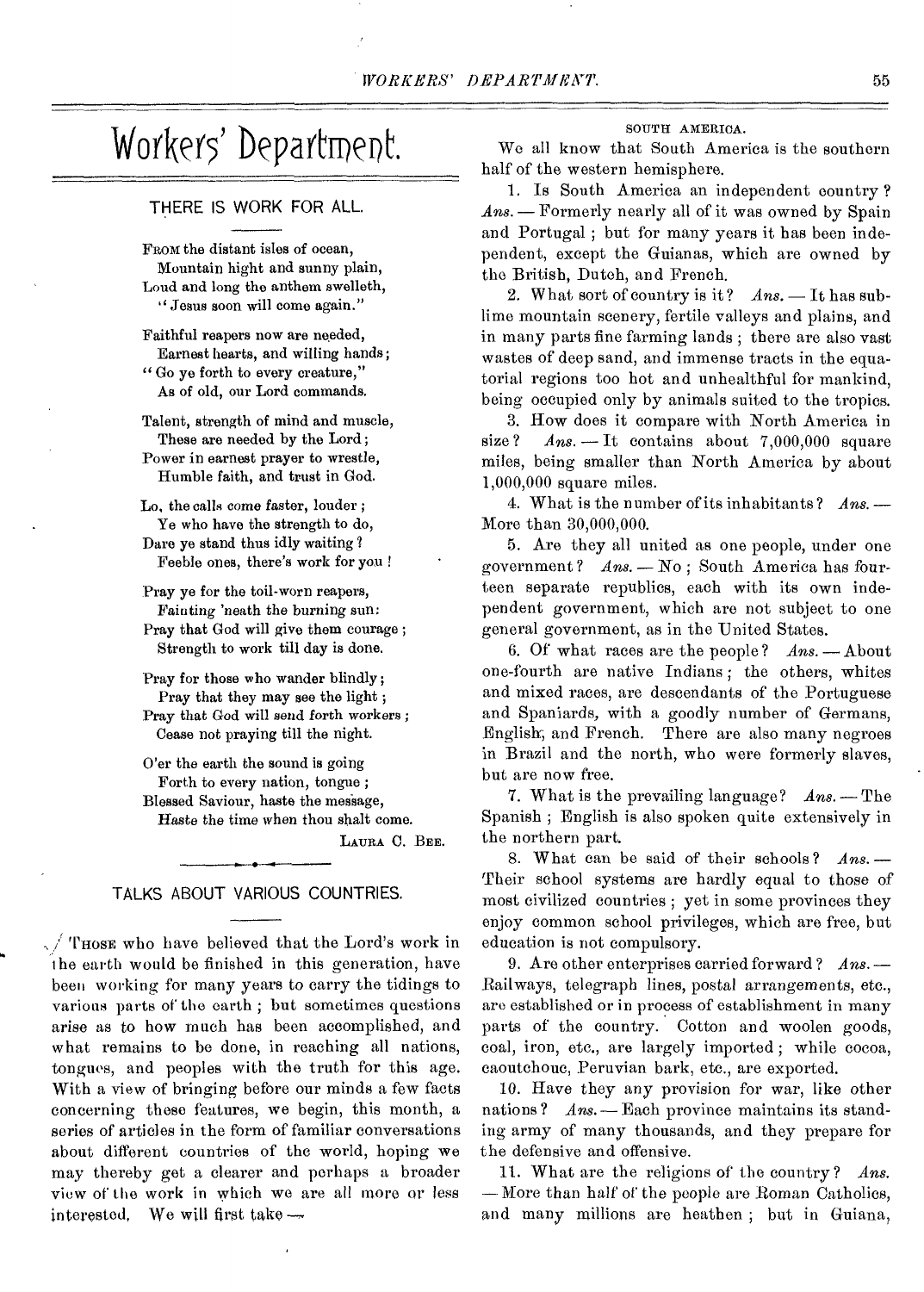# Workers' Department.

## THERE IS WORK FOR ALL.

FROM the distant isles of ocean,
Mountain hight and sunny plain,
Loud and long the anthem swelleth,
"Jesus soon will come again."

Faithful reapers now are needed,
Earnest hearts, and willing hands;
"Go ye forth to every creature,"
As of old, our Lord commands.

Talent, strength of mind and muscle,
These are needed by the Lord;
Power in earnest prayer to wrestle,
Humble faith, and trust in God.

Lo, the calls come faster, louder;
Ye who have the strength to do,
Dare ye stand thus idly waiting?
Feeble ones, there's work for you!

Pray ye for the toil-worn reapers,
Fainting 'neath the burning sun:
Pray that God will give them courage;
Strength to work till day is done.

Pray for those who wander blindly;
Pray that they may see the light;
Pray that God will send forth workers;
Cease not praying till the night.

O'er the earth the sound is going
Forth to every nation, tongue;
Blessed Saviour, haste the message,
Haste the time when thou shalt come.

LAURA C. BEE.

---

## TALKS ABOUT VARIOUS COUNTRIES.

THOSE who have believed that the Lord's work in the earth would be finished in this generation, have been working for many years to carry the tidings to various parts of the earth; but sometimes questions arise as to how much has been accomplished, and what remains to be done, in reaching all nations, tongues, and peoples with the truth for this age. With a view of bringing before our minds a few facts concerning these features, we begin, this month, a series of articles in the form of familiar conversations about different countries of the world, hoping we may thereby get a clearer and perhaps a broader view of the work in which we are all more or less interested. We will first take —

### SOUTH AMERICA.

We all know that South America is the southern half of the western hemisphere.

1. Is South America an independent country? *Ans.* — Formerly nearly all of it was owned by Spain and Portugal; but for many years it has been independent, except the Guianas, which are owned by the British, Dutch, and French.

2. What sort of country is it? *Ans.* — It has sublime mountain scenery, fertile valleys and plains, and in many parts fine farming lands; there are also vast wastes of deep sand, and immense tracts in the equatorial regions too hot and unhealthful for mankind, being occupied only by animals suited to the tropics.

3. How does it compare with North America in size? *Ans.* — It contains about 7,000,000 square miles, being smaller than North America by about 1,000,000 square miles.

4. What is the number of its inhabitants? *Ans.* — More than 30,000,000.

5. Are they all united as one people, under one government? *Ans.* — No; South America has fourteen separate republics, each with its own independent government, which are not subject to one general government, as in the United States.

6. Of what races are the people? *Ans.* — About one-fourth are native Indians; the others, whites and mixed races, are descendants of the Portuguese and Spaniards, with a goodly number of Germans, English, and French. There are also many negroes in Brazil and the north, who were formerly slaves, but are now free.

7. What is the prevailing language? *Ans.* — The Spanish; English is also spoken quite extensively in the northern part.

8. What can be said of their schools? *Ans.* — Their school systems are hardly equal to those of most civilized countries; yet in some provinces they enjoy common school privileges, which are free, but education is not compulsory.

9. Are other enterprises carried forward? *Ans.* — Railways, telegraph lines, postal arrangements, etc., are established or in process of establishment in many parts of the country. Cotton and woolen goods, coal, iron, etc., are largely imported; while cocoa, caoutchouc, Peruvian bark, etc., are exported.

10. Have they any provision for war, like other nations? *Ans.* — Each province maintains its standing army of many thousands, and they prepare for the defensive and offensive.

11. What are the religions of the country? *Ans.* — More than half of the people are Roman Catholics, and many millions are heathen; but in Guiana,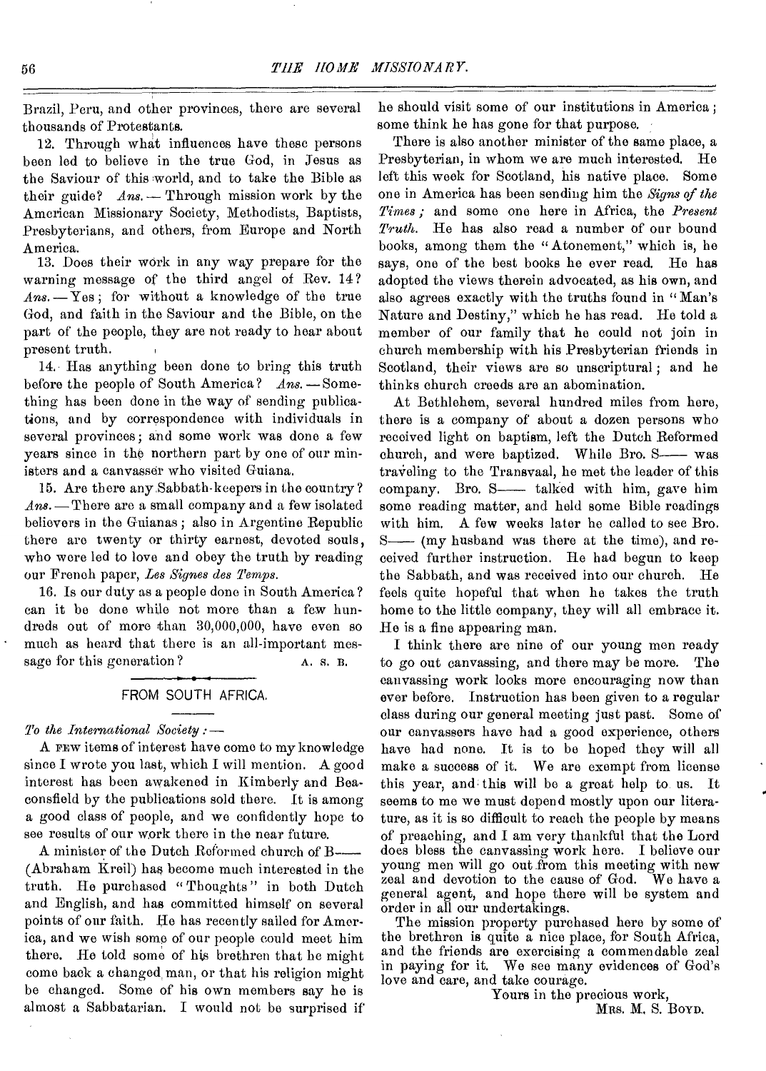Brazil, Peru, and other provinces, there are several thousands of Protestants.

12. Through what influences have these persons been led to believe in the true God, in Jesus as the Saviour of this world, and to take the Bible as their guide? *Ans.* — Through mission work by the American Missionary Society, Methodists, Baptists, Presbyterians, and others, from Europe and North America.

13. Does their work in any way prepare for the warning message of the third angel of Rev. 14? *Ans.* — Yes; for without a knowledge of the true God, and faith in the Saviour and the Bible, on the part of the people, they are not ready to hear about present truth.

14. Has anything been done to bring this truth before the people of South America? *Ans.* — Something has been done in the way of sending publications, and by correspondence with individuals in several provinces; and some work was done a few years since in the northern part by one of our ministers and a canvasser who visited Guiana.

15. Are there any Sabbath-keepers in the country? *Ans.* — There are a small company and a few isolated believers in the Guianas; also in Argentine Republic there are twenty or thirty earnest, devoted souls, who were led to love and obey the truth by reading our French paper, *Les Signes des Temps.*

16. Is our duty as a people done in South America? can it be done while not more than a few hundreds out of more than 30,000,000, have even so much as heard that there is an all-important message for this generation? A. S. B.

## FROM SOUTH AFRICA.

*To the International Society:* —

A few items of interest have come to my knowledge since I wrote you last, which I will mention. A good interest has been awakened in Kimberly and Beaconsfield by the publications sold there. It is among a good class of people, and we confidently hope to see results of our work there in the near future.

A minister of the Dutch Reformed church of B—— (Abraham Kreil) has become much interested in the truth. He purchased "Thoughts" in both Dutch and English, and has committed himself on several points of our faith. He has recently sailed for America, and we wish some of our people could meet him there. He told some of his brethren that he might come back a changed man, or that his religion might be changed. Some of his own members say he is almost a Sabbatarian. I would not be surprised if he should visit some of our institutions in America; some think he has gone for that purpose.

There is also another minister of the same place, a Presbyterian, in whom we are much interested. He left this week for Scotland, his native place. Some one in America has been sending him the *Signs of the Times;* and some one here in Africa, the *Present Truth.* He has also read a number of our bound books, among them the "Atonement," which is, he says, one of the best books he ever read. He has adopted the views therein advocated, as his own, and also agrees exactly with the truths found in "Man's Nature and Destiny," which he has read. He told a member of our family that he could not join in church membership with his Presbyterian friends in Scotland, their views are so unscriptural; and he thinks church creeds are an abomination.

At Bethlehem, several hundred miles from here, there is a company of about a dozen persons who received light on baptism, left the Dutch Reformed church, and were baptized. While Bro. S—— was traveling to the Transvaal, he met the leader of this company. Bro. S—— talked with him, gave him some reading matter, and held some Bible readings with him. A few weeks later he called to see Bro. S—— (my husband was there at the time), and received further instruction. He had begun to keep the Sabbath, and was received into our church. He feels quite hopeful that when he takes the truth home to the little company, they will all embrace it. He is a fine appearing man.

I think there are nine of our young men ready to go out canvassing, and there may be more. The canvassing work looks more encouraging now than ever before. Instruction has been given to a regular class during our general meeting just past. Some of our canvassers have had a good experience, others have had none. It is to be hoped they will all make a success of it. We are exempt from license this year, and this will be a great help to us. It seems to me we must depend mostly upon our literature, as it is so difficult to reach the people by means of preaching, and I am very thankful that the Lord does bless the canvassing work here. I believe our young men will go out from this meeting with new zeal and devotion to the cause of God. We have a general agent, and hope there will be system and order in all our undertakings.

The mission property purchased here by some of the brethren is quite a nice place, for South Africa, and the friends are exercising a commendable zeal in paying for it. We see many evidences of God's love and care, and take courage.

Yours in the precious work,
MRS. M. S. BOYD.